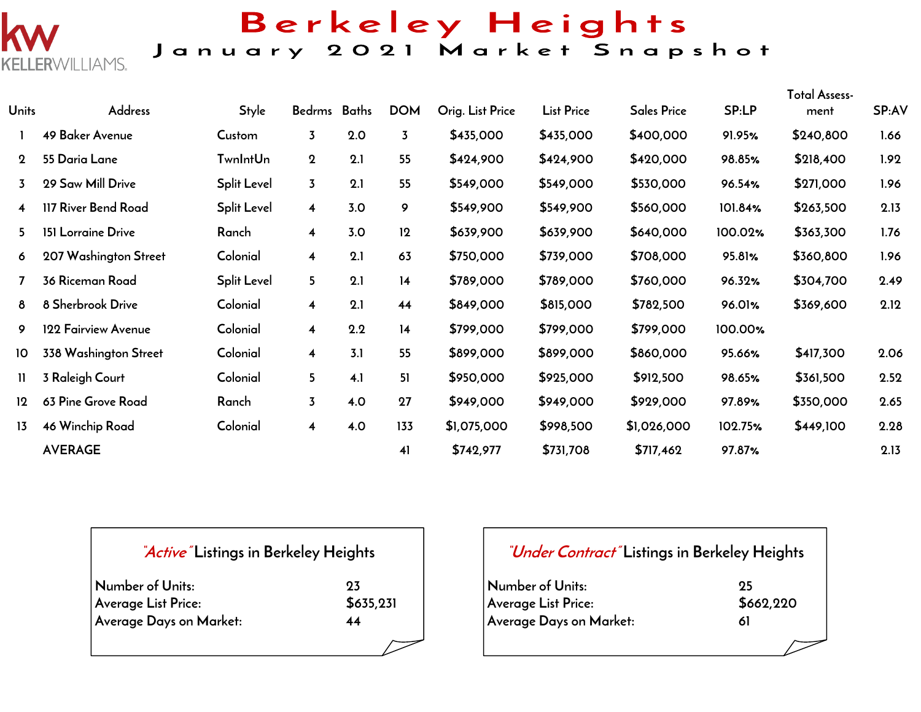KELLERWILLIAMS.

# Berkeley Heights

## January 2021 Market Snapshot

| Units | Address | Style | Bedrms | Baths | DOM | Orig. List Price | List Price | Sales Price | SP:LP | Total Assess-ment | SP:AV |
|---|---|---|---|---|---|---|---|---|---|---|---|
| 1 | 49 Baker Avenue | Custom | 3 | 2.0 | 3 | $435,000 | $435,000 | $400,000 | 91.95% | $240,800 | 1.66 |
| 2 | 55 Daria Lane | TwnIntUn | 2 | 2.1 | 55 | $424,900 | $424,900 | $420,000 | 98.85% | $218,400 | 1.92 |
| 3 | 29 Saw Mill Drive | Split Level | 3 | 2.1 | 55 | $549,000 | $549,000 | $530,000 | 96.54% | $271,000 | 1.96 |
| 4 | 117 River Bend Road | Split Level | 4 | 3.0 | 9 | $549,900 | $549,900 | $560,000 | 101.84% | $263,500 | 2.13 |
| 5 | 151 Lorraine Drive | Ranch | 4 | 3.0 | 12 | $639,900 | $639,900 | $640,000 | 100.02% | $363,300 | 1.76 |
| 6 | 207 Washington Street | Colonial | 4 | 2.1 | 63 | $750,000 | $739,000 | $708,000 | 95.81% | $360,800 | 1.96 |
| 7 | 36 Riceman Road | Split Level | 5 | 2.1 | 14 | $789,000 | $789,000 | $760,000 | 96.32% | $304,700 | 2.49 |
| 8 | 8 Sherbrook Drive | Colonial | 4 | 2.1 | 44 | $849,000 | $815,000 | $782,500 | 96.01% | $369,600 | 2.12 |
| 9 | 122 Fairview Avenue | Colonial | 4 | 2.2 | 14 | $799,000 | $799,000 | $799,000 | 100.00% | | |
| 10 | 338 Washington Street | Colonial | 4 | 3.1 | 55 | $899,000 | $899,000 | $860,000 | 95.66% | $417,300 | 2.06 |
| 11 | 3 Raleigh Court | Colonial | 5 | 4.1 | 51 | $950,000 | $925,000 | $912,500 | 98.65% | $361,500 | 2.52 |
| 12 | 63 Pine Grove Road | Ranch | 3 | 4.0 | 27 | $949,000 | $949,000 | $929,000 | 97.89% | $350,000 | 2.65 |
| 13 | 46 Winchip Road | Colonial | 4 | 4.0 | 133 | $1,075,000 | $998,500 | $1,026,000 | 102.75% | $449,100 | 2.28 |
| | AVERAGE | | | | 41 | $742,977 | $731,708 | $717,462 | 97.87% | | 2.13 |

### *"Active"* Listings in Berkeley Heights

| | |
|---|---|
| Number of Units: | 23 |
| Average List Price: | $635,231 |
| Average Days on Market: | 44 |

### *"Under Contract"* Listings in Berkeley Heights

| | |
|---|---|
| Number of Units: | 25 |
| Average List Price: | $662,220 |
| Average Days on Market: | 61 |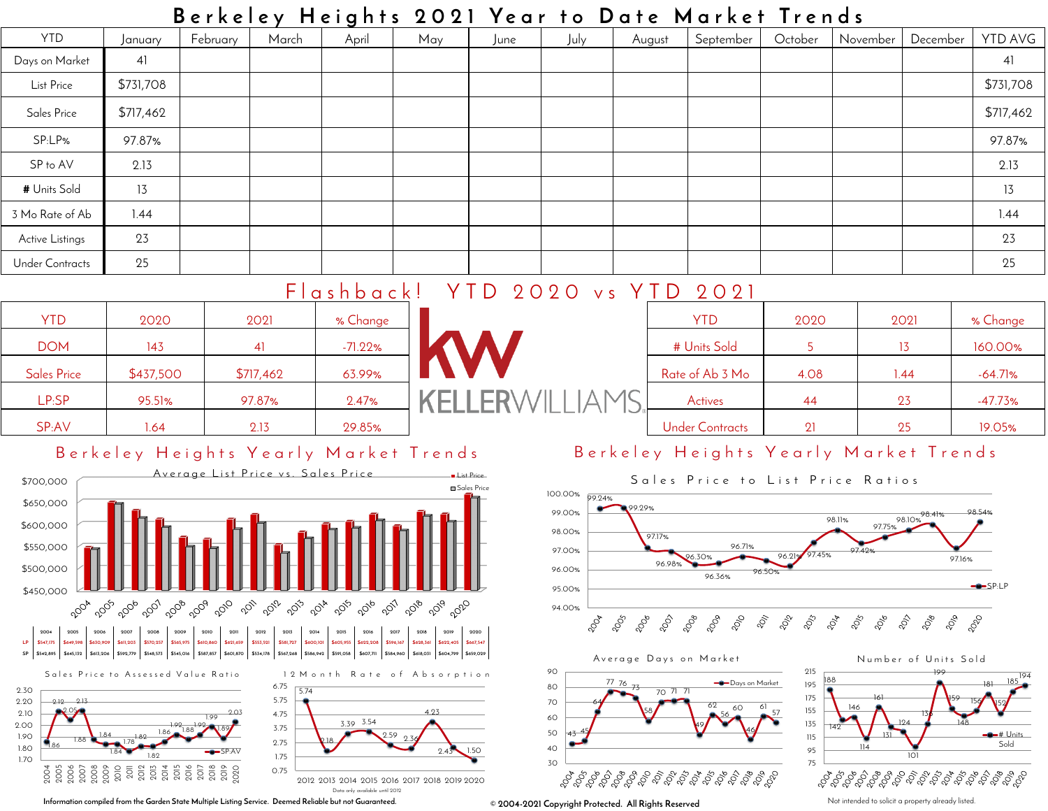# Berkeley Heights 2021 Year to Date Market Trends

| YTD | January | February | March | April | May | June | July | August | September | October | November | December | YTD AVG |
|---|---|---|---|---|---|---|---|---|---|---|---|---|---|
| Days on Market | 41 | | | | | | | | | | | | 41 |
| List Price | $731,708 | | | | | | | | | | | | $731,708 |
| Sales Price | $717,462 | | | | | | | | | | | | $717,462 |
| SP:LP% | 97.87% | | | | | | | | | | | | 97.87% |
| SP to AV | 2.13 | | | | | | | | | | | | 2.13 |
| # Units Sold | 13 | | | | | | | | | | | | 13 |
| 3 Mo Rate of Ab | 1.44 | | | | | | | | | | | | 1.44 |
| Active Listings | 23 | | | | | | | | | | | | 23 |
| Under Contracts | 25 | | | | | | | | | | | | 25 |

## Flashback! YTD 2020 vs YTD 2021

| YTD | 2020 | 2021 | % Change |
|---|---|---|---|
| DOM | 143 | 41 | -71.22% |
| Sales Price | $437,500 | $717,462 | 63.99% |
| LP:SP | 95.51% | 97.87% | 2.47% |
| SP:AV | 1.64 | 2.13 | 29.85% |

| YTD | 2020 | 2021 | % Change |
|---|---|---|---|
| # Units Sold | 5 | 13 | 160.00% |
| Rate of Ab 3 Mo | 4.08 | 1.44 | -64.71% |
| Actives | 44 | 23 | -47.73% |
| Under Contracts | 21 | 25 | 19.05% |

KELLERWILLIAMS

## Berkeley Heights Yearly Market Trends

Average List Price vs. Sales Price

List Price
Sales Price

$700,000 $650,000 $600,000 $550,000 $500,000 $450,000

2004 2005 2006 2007 2008 2009 2010 2011 2012 2013 2014 2015 2016 2017 2018 2019 2020

| | 2004 | 2005 | 2006 | 2007 | 2008 | 2009 | 2010 | 2011 | 2012 | 2013 | 2014 | 2015 | 2016 | 2017 | 2018 | 2019 | 2020 |
|---|---|---|---|---|---|---|---|---|---|---|---|---|---|---|---|---|---|
| LP | $547,175 | $649,598 | $630,909 | $611,203 | $570,257 | $565,975 | $610,860 | $621,659 | $553,521 | $581,727 | $600,101 | $605,955 | $622,208 | $596,167 | $628,361 | $622,405 | $667,547 |
| SP | $542,895 | $645,132 | $613,206 | $592,779 | $548,573 | $545,016 | $587,857 | $601,870 | $534,178 | $567,268 | $586,942 | $591,058 | $607,711 | $584,960 | $618,031 | $604,799 | $659,029 |

## Berkeley Heights Yearly Market Trends

Sales Price to List Price Ratios

100.00% 99.00% 98.00% 97.00% 96.00% 95.00% 94.00%

99.24% 99.29% 97.17% 96.98% 96.30% 96.36% 96.71% 96.50% 96.21% 97.45% 98.11% 97.42% 97.75% 98.10% 98.41% 97.16% 98.54%

SP:LP

2004 2005 2006 2007 2008 2009 2010 2011 2012 2013 2014 2015 2016 2017 2018 2019 2020

Sales Price to Assessed Value Ratio

2.30 2.20 2.10 2.00 1.90 1.80 1.70

1.86 2.12 2.05 2.13 1.88 1.84 1.84 1.78 1.82 1.82 1.86 1.92 1.88 1.92 1.99 1.89 2.03

SP:AV

2004 2005 2006 2007 2008 2009 2010 2011 2012 2013 2014 2015 2016 2017 2018 2019 2020

12 Month Rate of Absorption

6.75 5.75 4.75 3.75 2.75 1.75 0.75

5.74 2.18 3.39 3.54 2.59 2.36 4.23 2.43 1.50

2012 2013 2014 2015 2016 2017 2018 2019 2020

Data only available until 2012

Average Days on Market

90 80 70 60 50 40 30

43 45 64 77 76 73 58 70 71 71 49 62 56 60 46 61 57

Days on Market

2004 2005 2006 2007 2008 2009 2010 2011 2012 2013 2014 2015 2016 2017 2018 2019 2020

Number of Units Sold

215 195 175 155 135 115 95 75

188 142 146 114 161 131 124 101 136 199 159 148 156 181 152 185 194

# Units Sold

2004 2005 2006 2007 2008 2009 2010 2011 2012 2013 2014 2015 2016 2017 2018 2019 2020

Information compiled from the Garden State Multiple Listing Service. Deemed Reliable but not Guaranteed.

© 2004-2021 Copyright Protected. All Rights Reserved

Not intended to solicit a property already listed.